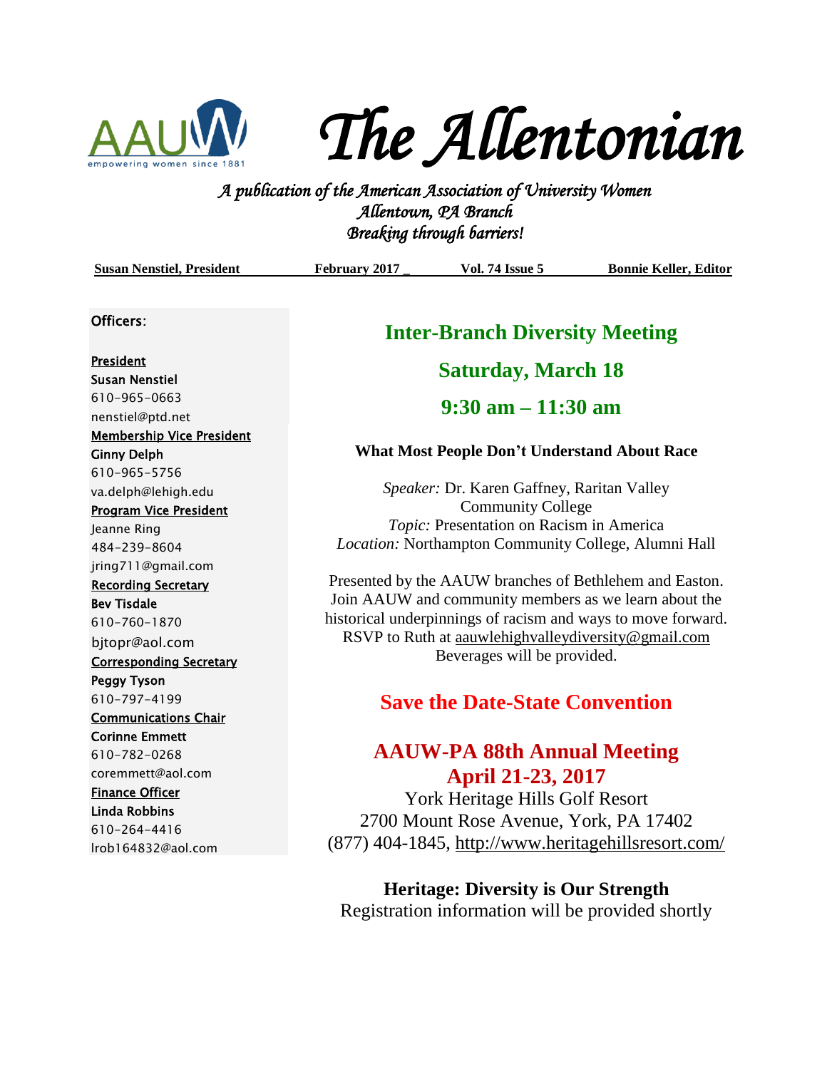# The Allentonian

*A publication of the American Association of University Women*
*Allentown, PA Branch*
*Breaking through barriers!*

**Susan Nenstiel, President** | **February 2017** | **Vol. 74 Issue 5** | **Bonnie Keller, Editor**

Officers:

President
**Susan Nenstiel**
610-965-0663
nenstiel@ptd.net

Membership Vice President
**Ginny Delph**
610-965-5756
va.delph@lehigh.edu

Program Vice President
Jeanne Ring
484-239-8604
jring711@gmail.com

Recording Secretary
**Bev Tisdale**
610-760-1870
bjtopr@aol.com

Corresponding Secretary
**Peggy Tyson**
610-797-4199

Communications Chair
**Corinne Emmett**
610-782-0268
coremmett@aol.com

Finance Officer
**Linda Robbins**
610-264-4416
lrob164832@aol.com

## Inter-Branch Diversity Meeting

## Saturday, March 18

## 9:30 am – 11:30 am

**What Most People Don't Understand About Race**

*Speaker:* Dr. Karen Gaffney, Raritan Valley Community College
*Topic:* Presentation on Racism in America
*Location:* Northampton Community College, Alumni Hall

Presented by the AAUW branches of Bethlehem and Easton. Join AAUW and community members as we learn about the historical underpinnings of racism and ways to move forward. RSVP to Ruth at aauwlehighvalleydiversity@gmail.com
Beverages will be provided.

## Save the Date-State Convention

## AAUW-PA 88th Annual Meeting
## April 21-23, 2017

York Heritage Hills Golf Resort
2700 Mount Rose Avenue, York, PA 17402
(877) 404-1845, http://www.heritagehillsresort.com/

**Heritage: Diversity is Our Strength**
Registration information will be provided shortly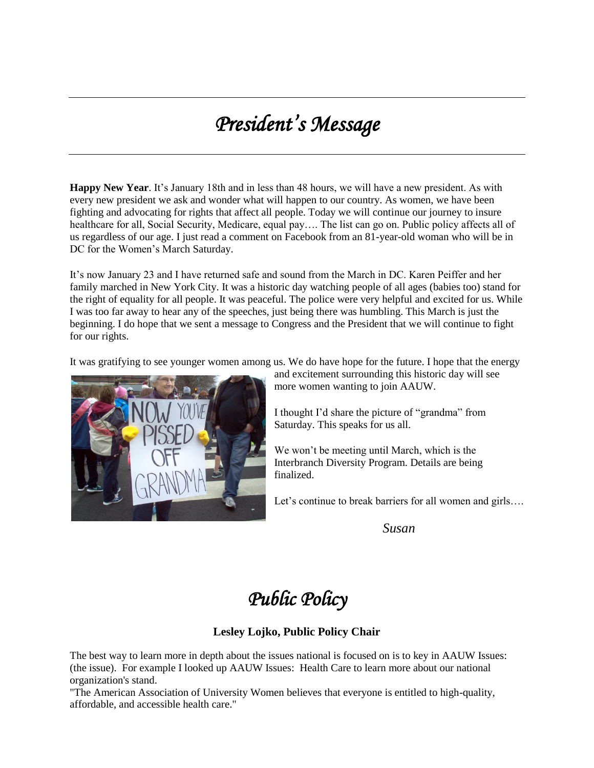# *President's Message*

**Happy New Year**. It's January 18th and in less than 48 hours, we will have a new president. As with every new president we ask and wonder what will happen to our country. As women, we have been fighting and advocating for rights that affect all people. Today we will continue our journey to insure healthcare for all, Social Security, Medicare, equal pay…. The list can go on. Public policy affects all of us regardless of our age. I just read a comment on Facebook from an 81-year-old woman who will be in DC for the Women's March Saturday.

It's now January 23 and I have returned safe and sound from the March in DC. Karen Peiffer and her family marched in New York City. It was a historic day watching people of all ages (babies too) stand for the right of equality for all people. It was peaceful. The police were very helpful and excited for us. While I was too far away to hear any of the speeches, just being there was humbling. This March is just the beginning. I do hope that we sent a message to Congress and the President that we will continue to fight for our rights.

It was gratifying to see younger women among us. We do have hope for the future. I hope that the energy and excitement surrounding this historic day will see more women wanting to join AAUW.

I thought I'd share the picture of "grandma" from Saturday. This speaks for us all.

We won't be meeting until March, which is the Interbranch Diversity Program. Details are being finalized.

Let's continue to break barriers for all women and girls….

*Susan*

# *Public Policy*

**Lesley Lojko, Public Policy Chair**

The best way to learn more in depth about the issues national is focused on is to key in AAUW Issues: (the issue). For example I looked up AAUW Issues: Health Care to learn more about our national organization's stand.

"The American Association of University Women believes that everyone is entitled to high-quality, affordable, and accessible health care."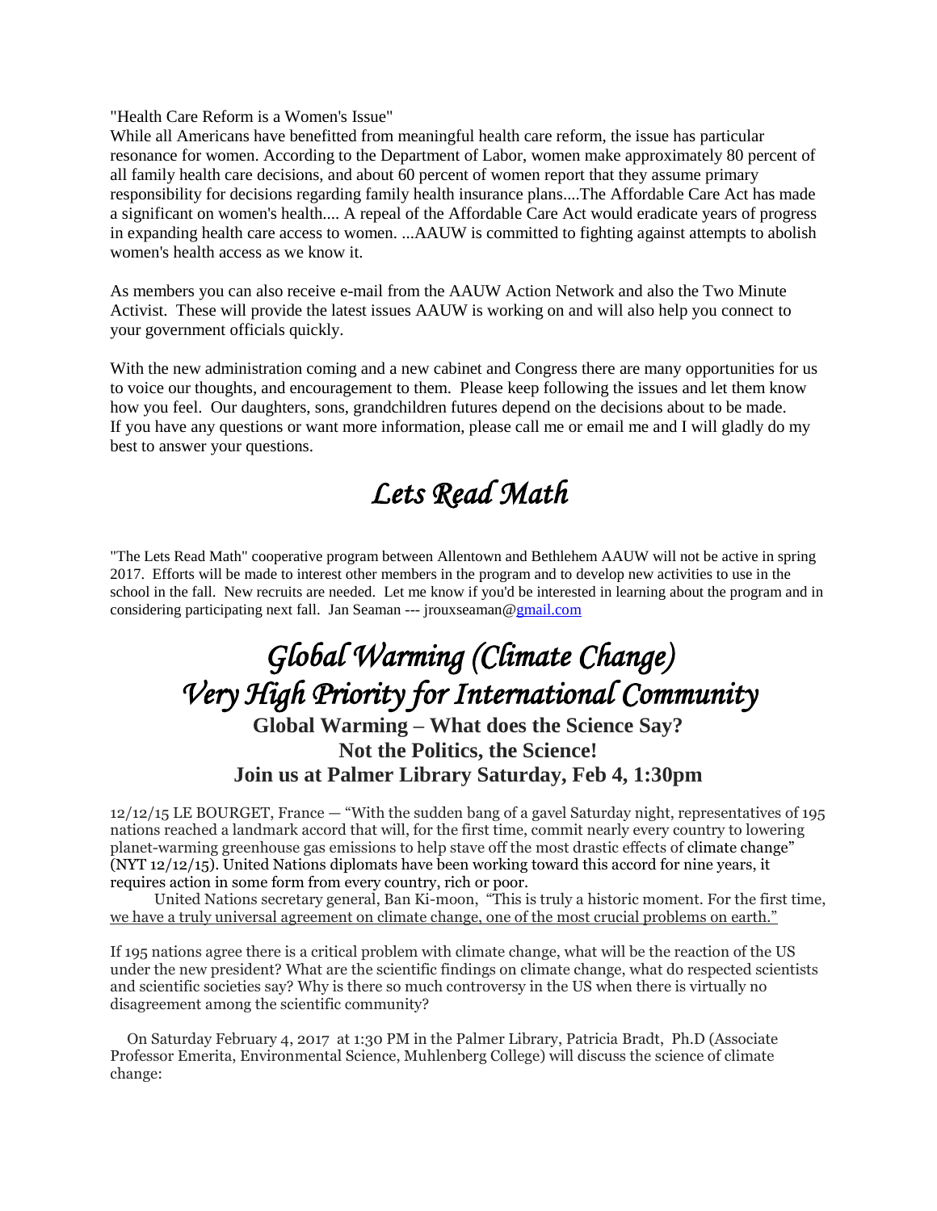"Health Care Reform is a Women's Issue"
While all Americans have benefitted from meaningful health care reform, the issue has particular resonance for women. According to the Department of Labor, women make approximately 80 percent of all family health care decisions, and about 60 percent of women report that they assume primary responsibility for decisions regarding family health insurance plans....The Affordable Care Act has made a significant on women's health.... A repeal of the Affordable Care Act would eradicate years of progress in expanding health care access to women. ...AAUW is committed to fighting against attempts to abolish women's health access as we know it.

As members you can also receive e-mail from the AAUW Action Network and also the Two Minute Activist. These will provide the latest issues AAUW is working on and will also help you connect to your government officials quickly.

With the new administration coming and a new cabinet and Congress there are many opportunities for us to voice our thoughts, and encouragement to them. Please keep following the issues and let them know how you feel. Our daughters, sons, grandchildren futures depend on the decisions about to be made. If you have any questions or want more information, please call me or email me and I will gladly do my best to answer your questions.

# *Lets Read Math*

"The Lets Read Math" cooperative program between Allentown and Bethlehem AAUW will not be active in spring 2017. Efforts will be made to interest other members in the program and to develop new activities to use in the school in the fall. New recruits are needed. Let me know if you'd be interested in learning about the program and in considering participating next fall. Jan Seaman --- jrouxseaman@gmail.com

# *Global Warming (Climate Change)*
# *Very High Priority for International Community*

### Global Warming – What does the Science Say?
### Not the Politics, the Science!
### Join us at Palmer Library Saturday, Feb 4, 1:30pm

12/12/15 LE BOURGET, France — "With the sudden bang of a gavel Saturday night, representatives of 195 nations reached a landmark accord that will, for the first time, commit nearly every country to lowering planet-warming greenhouse gas emissions to help stave off the most drastic effects of climate change" (NYT 12/12/15). United Nations diplomats have been working toward this accord for nine years, it requires action in some form from every country, rich or poor.

United Nations secretary general, Ban Ki-moon, "This is truly a historic moment. For the first time, we have a truly universal agreement on climate change, one of the most crucial problems on earth."

If 195 nations agree there is a critical problem with climate change, what will be the reaction of the US under the new president? What are the scientific findings on climate change, what do respected scientists and scientific societies say? Why is there so much controversy in the US when there is virtually no disagreement among the scientific community?

On Saturday February 4, 2017 at 1:30 PM in the Palmer Library, Patricia Bradt, Ph.D (Associate Professor Emerita, Environmental Science, Muhlenberg College) will discuss the science of climate change: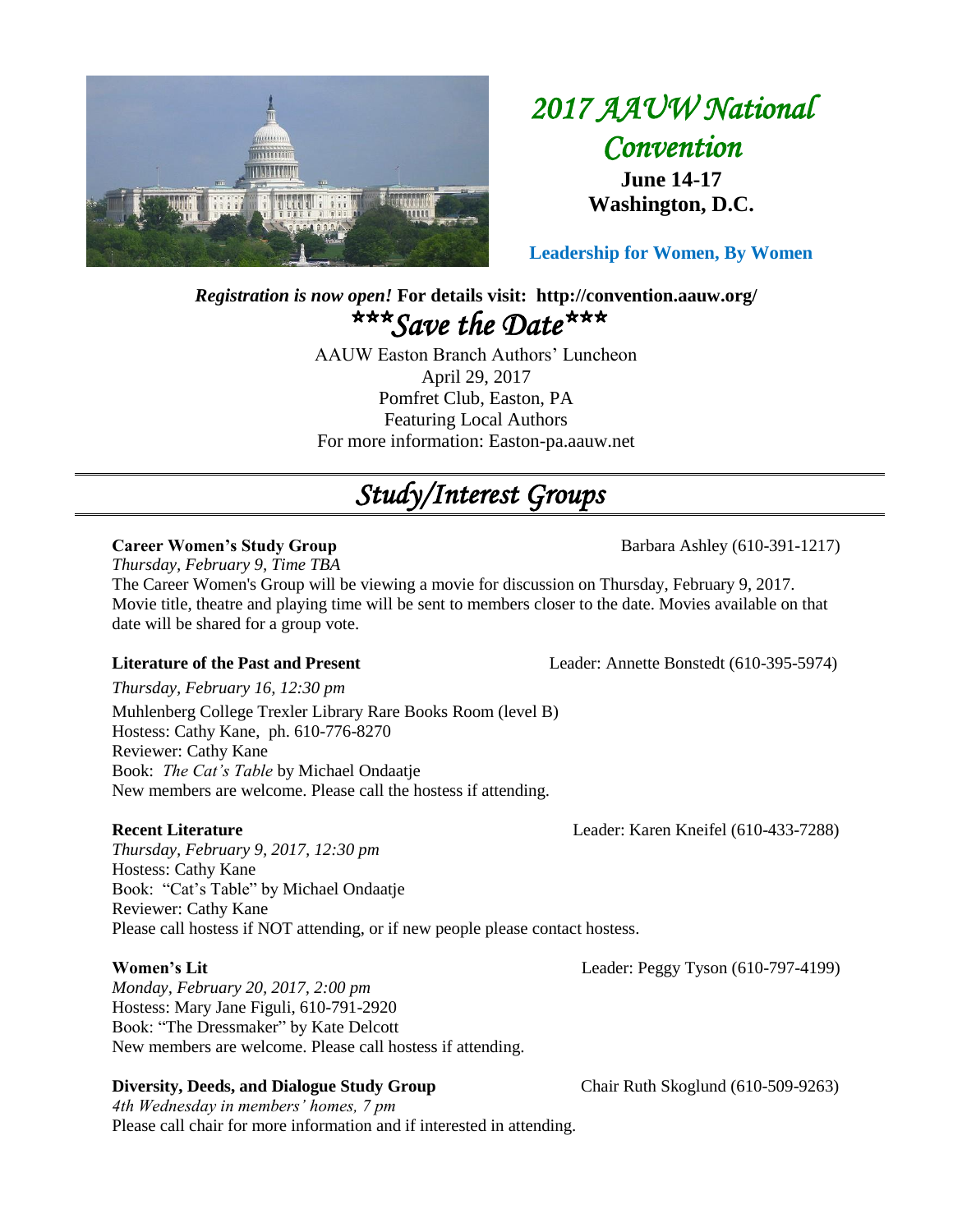# *2017 AAUW National Convention*

**June 14-17**
**Washington, D.C.**

**Leadership for Women, By Women**

***Registration is now open!*** **For details visit: http://convention.aauw.org/**

## *\*\*\*Save the Date\*\*\**

AAUW Easton Branch Authors' Luncheon
April 29, 2017
Pomfret Club, Easton, PA
Featuring Local Authors
For more information: Easton-pa.aauw.net

# *Study/Interest Groups*

**Career Women's Study Group** — Barbara Ashley (610-391-1217)
*Thursday, February 9, Time TBA*
The Career Women's Group will be viewing a movie for discussion on Thursday, February 9, 2017. Movie title, theatre and playing time will be sent to members closer to the date. Movies available on that date will be shared for a group vote.

**Literature of the Past and Present** — Leader: Annette Bonstedt (610-395-5974)
*Thursday, February 16, 12:30 pm*
Muhlenberg College Trexler Library Rare Books Room (level B)
Hostess: Cathy Kane, ph. 610-776-8270
Reviewer: Cathy Kane
Book: *The Cat's Table* by Michael Ondaatje
New members are welcome. Please call the hostess if attending.

**Recent Literature** — Leader: Karen Kneifel (610-433-7288)
*Thursday, February 9, 2017, 12:30 pm*
Hostess: Cathy Kane
Book: "Cat's Table" by Michael Ondaatje
Reviewer: Cathy Kane
Please call hostess if NOT attending, or if new people please contact hostess.

**Women's Lit** — Leader: Peggy Tyson (610-797-4199)
*Monday, February 20, 2017, 2:00 pm*
Hostess: Mary Jane Figuli, 610-791-2920
Book: "The Dressmaker" by Kate Delcott
New members are welcome. Please call hostess if attending.

**Diversity, Deeds, and Dialogue Study Group** — Chair Ruth Skoglund (610-509-9263)
*4th Wednesday in members' homes, 7 pm*
Please call chair for more information and if interested in attending.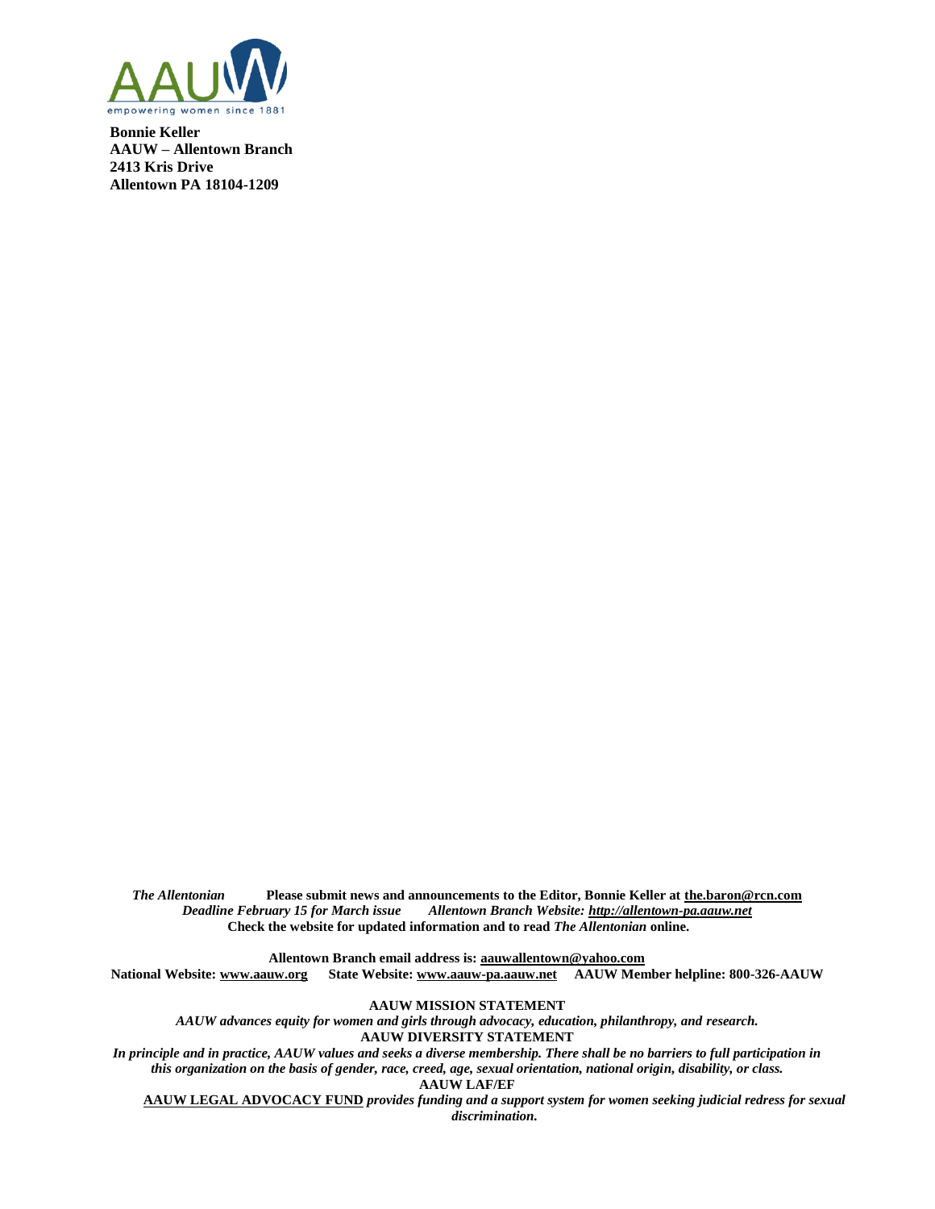AAUW
empowering women since 1881

**Bonnie Keller**
**AAUW – Allentown Branch**
**2413 Kris Drive**
**Allentown PA 18104-1209**

*The Allentonian* **Please submit news and announcements to the Editor, Bonnie Keller at the.baron@rcn.com**
***Deadline February 15 for March issue*** ***Allentown Branch Website: http://allentown-pa.aauw.net***
**Check the website for updated information and to read *The Allentonian* online.**

**Allentown Branch email address is: aauwallentown@yahoo.com**
**National Website: www.aauw.org** **State Website: www.aauw-pa.aauw.net** **AAUW Member helpline: 800-326-AAUW**

**AAUW MISSION STATEMENT**
***AAUW advances equity for women and girls through advocacy, education, philanthropy, and research.***
**AAUW DIVERSITY STATEMENT**
***In principle and in practice, AAUW values and seeks a diverse membership. There shall be no barriers to full participation in this organization on the basis of gender, race, creed, age, sexual orientation, national origin, disability, or class.***
**AAUW LAF/EF**
**AAUW LEGAL ADVOCACY FUND** ***provides funding and a support system for women seeking judicial redress for sexual discrimination.***